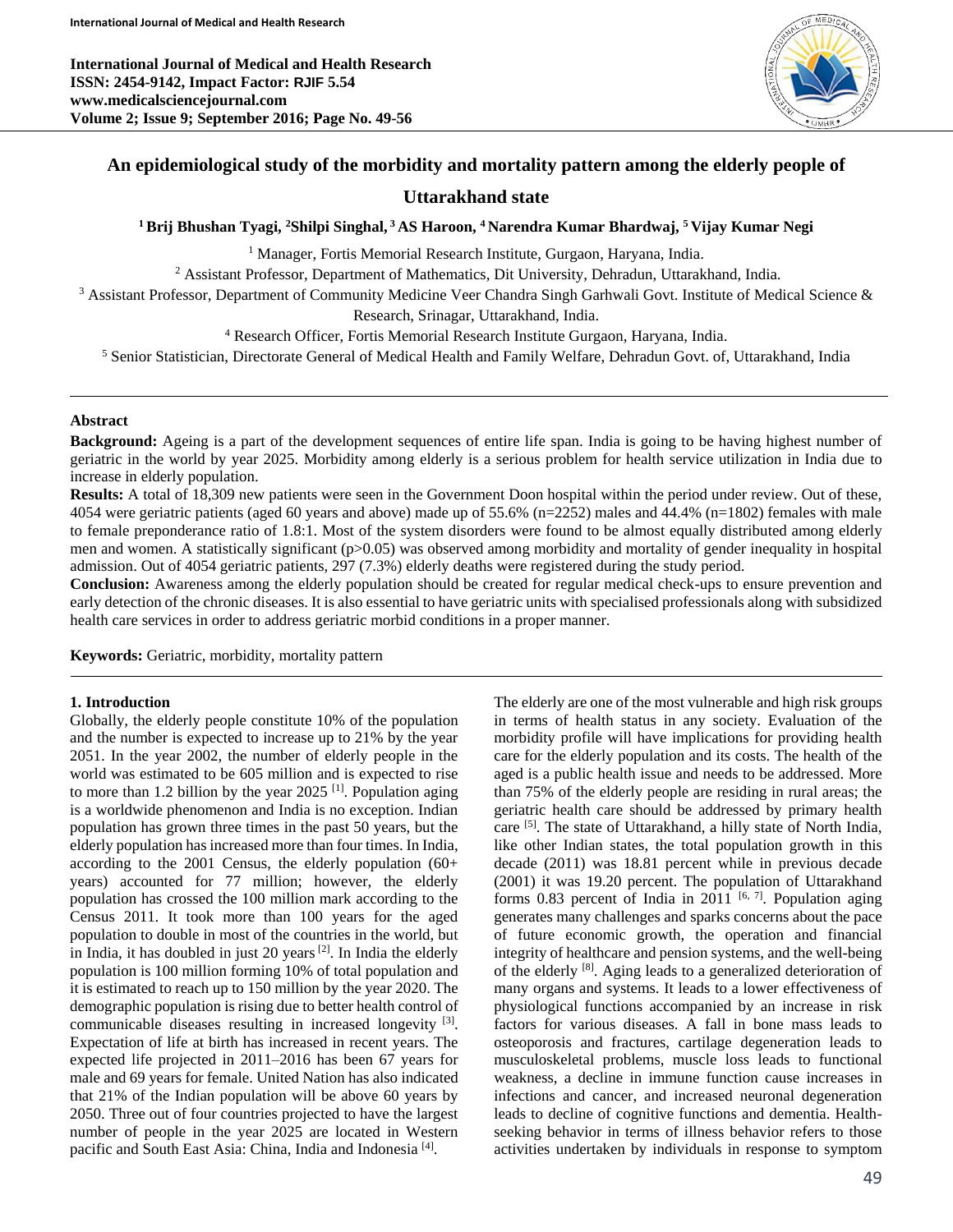# An epidemiological study of the morbidity and mortality pattern among the elderly people of Uttarakhand state

**[1] Brij Bhushan Tyagi, [2]Shilpi Singhal, [3] AS Haroon, [4] Narendra Kumar Bhardwaj, [5] Vijay Kumar Negi**

[1] Manager, Fortis Memorial Research Institute, Gurgaon, Haryana, India.

[2] Assistant Professor, Department of Mathematics, Dit University, Dehradun, Uttarakhand, India.

[3] Assistant Professor, Department of Community Medicine Veer Chandra Singh Garhwali Govt. Institute of Medical Science & Research, Srinagar, Uttarakhand, India.

[4] Research Officer, Fortis Memorial Research Institute Gurgaon, Haryana, India.

[5] Senior Statistician, Directorate General of Medical Health and Family Welfare, Dehradun Govt. of, Uttarakhand, India

---

## Abstract

**Background:** Ageing is a part of the development sequences of entire life span. India is going to be having highest number of geriatric in the world by year 2025. Morbidity among elderly is a serious problem for health service utilization in India due to increase in elderly population.

**Results:** A total of 18,309 new patients were seen in the Government Doon hospital within the period under review. Out of these, 4054 were geriatric patients (aged 60 years and above) made up of 55.6% (n=2252) males and 44.4% (n=1802) females with male to female preponderance ratio of 1.8:1. Most of the system disorders were found to be almost equally distributed among elderly men and women. A statistically significant ($p>0.05$) was observed among morbidity and mortality of gender inequality in hospital admission. Out of 4054 geriatric patients, 297 (7.3%) elderly deaths were registered during the study period.

**Conclusion:** Awareness among the elderly population should be created for regular medical check-ups to ensure prevention and early detection of the chronic diseases. It is also essential to have geriatric units with specialised professionals along with subsidized health care services in order to address geriatric morbid conditions in a proper manner.

**Keywords:** Geriatric, morbidity, mortality pattern

---

## 1. Introduction

Globally, the elderly people constitute 10% of the population and the number is expected to increase up to 21% by the year 2051. In the year 2002, the number of elderly people in the world was estimated to be 605 million and is expected to rise to more than 1.2 billion by the year 2025 [1]. Population aging is a worldwide phenomenon and India is no exception. Indian population has grown three times in the past 50 years, but the elderly population has increased more than four times. In India, according to the 2001 Census, the elderly population (60+ years) accounted for 77 million; however, the elderly population has crossed the 100 million mark according to the Census 2011. It took more than 100 years for the aged population to double in most of the countries in the world, but in India, it has doubled in just 20 years [2]. In India the elderly population is 100 million forming 10% of total population and it is estimated to reach up to 150 million by the year 2020. The demographic population is rising due to better health control of communicable diseases resulting in increased longevity [3]. Expectation of life at birth has increased in recent years. The expected life projected in 2011–2016 has been 67 years for male and 69 years for female. United Nation has also indicated that 21% of the Indian population will be above 60 years by 2050. Three out of four countries projected to have the largest number of people in the year 2025 are located in Western pacific and South East Asia: China, India and Indonesia [4].

The elderly are one of the most vulnerable and high risk groups in terms of health status in any society. Evaluation of the morbidity profile will have implications for providing health care for the elderly population and its costs. The health of the aged is a public health issue and needs to be addressed. More than 75% of the elderly people are residing in rural areas; the geriatric health care should be addressed by primary health care [5]. The state of Uttarakhand, a hilly state of North India, like other Indian states, the total population growth in this decade (2011) was 18.81 percent while in previous decade (2001) it was 19.20 percent. The population of Uttarakhand forms 0.83 percent of India in 2011 [6, 7]. Population aging generates many challenges and sparks concerns about the pace of future economic growth, the operation and financial integrity of healthcare and pension systems, and the well-being of the elderly [8]. Aging leads to a generalized deterioration of many organs and systems. It leads to a lower effectiveness of physiological functions accompanied by an increase in risk factors for various diseases. A fall in bone mass leads to osteoporosis and fractures, cartilage degeneration leads to musculoskeletal problems, muscle loss leads to functional weakness, a decline in immune function cause increases in infections and cancer, and increased neuronal degeneration leads to decline of cognitive functions and dementia. Health-seeking behavior in terms of illness behavior refers to those activities undertaken by individuals in response to symptom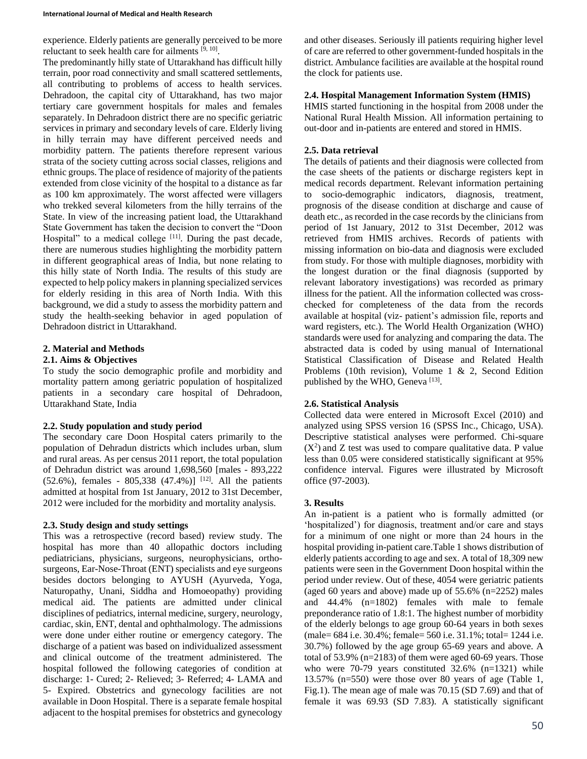experience. Elderly patients are generally perceived to be more reluctant to seek health care for ailments [9, 10].

The predominantly hilly state of Uttarakhand has difficult hilly terrain, poor road connectivity and small scattered settlements, all contributing to problems of access to health services. Dehradoon, the capital city of Uttarakhand, has two major tertiary care government hospitals for males and females separately. In Dehradoon district there are no specific geriatric services in primary and secondary levels of care. Elderly living in hilly terrain may have different perceived needs and morbidity pattern. The patients therefore represent various strata of the society cutting across social classes, religions and ethnic groups. The place of residence of majority of the patients extended from close vicinity of the hospital to a distance as far as 100 km approximately. The worst affected were villagers who trekked several kilometers from the hilly terrains of the State. In view of the increasing patient load, the Uttarakhand State Government has taken the decision to convert the "Doon Hospital" to a medical college [11]. During the past decade, there are numerous studies highlighting the morbidity pattern in different geographical areas of India, but none relating to this hilly state of North India. The results of this study are expected to help policy makers in planning specialized services for elderly residing in this area of North India. With this background, we did a study to assess the morbidity pattern and study the health-seeking behavior in aged population of Dehradoon district in Uttarakhand.

## 2. Material and Methods

### 2.1. Aims & Objectives

To study the socio demographic profile and morbidity and mortality pattern among geriatric population of hospitalized patients in a secondary care hospital of Dehradoon, Uttarakhand State, India

### 2.2. Study population and study period

The secondary care Doon Hospital caters primarily to the population of Dehradun districts which includes urban, slum and rural areas. As per census 2011 report, the total population of Dehradun district was around 1,698,560 [males - 893,222 (52.6%), females - 805,338 (47.4%)] [12]. All the patients admitted at hospital from 1st January, 2012 to 31st December, 2012 were included for the morbidity and mortality analysis.

### 2.3. Study design and study settings

This was a retrospective (record based) review study. The hospital has more than 40 allopathic doctors including pediatricians, physicians, surgeons, neurophysicians, ortho-surgeons, Ear-Nose-Throat (ENT) specialists and eye surgeons besides doctors belonging to AYUSH (Ayurveda, Yoga, Naturopathy, Unani, Siddha and Homoeopathy) providing medical aid. The patients are admitted under clinical disciplines of pediatrics, internal medicine, surgery, neurology, cardiac, skin, ENT, dental and ophthalmology. The admissions were done under either routine or emergency category. The discharge of a patient was based on individualized assessment and clinical outcome of the treatment administered. The hospital followed the following categories of condition at discharge: 1- Cured; 2- Relieved; 3- Referred; 4- LAMA and 5- Expired. Obstetrics and gynecology facilities are not available in Doon Hospital. There is a separate female hospital adjacent to the hospital premises for obstetrics and gynecology and other diseases. Seriously ill patients requiring higher level of care are referred to other government-funded hospitals in the district. Ambulance facilities are available at the hospital round the clock for patients use.

### 2.4. Hospital Management Information System (HMIS)

HMIS started functioning in the hospital from 2008 under the National Rural Health Mission. All information pertaining to out-door and in-patients are entered and stored in HMIS.

### 2.5. Data retrieval

The details of patients and their diagnosis were collected from the case sheets of the patients or discharge registers kept in medical records department. Relevant information pertaining to socio-demographic indicators, diagnosis, treatment, prognosis of the disease condition at discharge and cause of death etc., as recorded in the case records by the clinicians from period of 1st January, 2012 to 31st December, 2012 was retrieved from HMIS archives. Records of patients with missing information on bio-data and diagnosis were excluded from study. For those with multiple diagnoses, morbidity with the longest duration or the final diagnosis (supported by relevant laboratory investigations) was recorded as primary illness for the patient. All the information collected was cross-checked for completeness of the data from the records available at hospital (viz- patient's admission file, reports and ward registers, etc.). The World Health Organization (WHO) standards were used for analyzing and comparing the data. The abstracted data is coded by using manual of International Statistical Classification of Disease and Related Health Problems (10th revision), Volume 1 & 2, Second Edition published by the WHO, Geneva [13].

### 2.6. Statistical Analysis

Collected data were entered in Microsoft Excel (2010) and analyzed using SPSS version 16 (SPSS Inc., Chicago, USA). Descriptive statistical analyses were performed. Chi-square ($X^2$) and Z test was used to compare qualitative data. P value less than 0.05 were considered statistically significant at 95% confidence interval. Figures were illustrated by Microsoft office (97-2003).

## 3. Results

An in-patient is a patient who is formally admitted (or 'hospitalized') for diagnosis, treatment and/or care and stays for a minimum of one night or more than 24 hours in the hospital providing in-patient care.Table 1 shows distribution of elderly patients according to age and sex. A total of 18,309 new patients were seen in the Government Doon hospital within the period under review. Out of these, 4054 were geriatric patients (aged 60 years and above) made up of 55.6% (n=2252) males and 44.4% (n=1802) females with male to female preponderance ratio of 1.8:1. The highest number of morbidity of the elderly belongs to age group 60-64 years in both sexes (male= 684 i.e. 30.4%; female= 560 i.e. 31.1%; total= 1244 i.e. 30.7%) followed by the age group 65-69 years and above. A total of 53.9% (n=2183) of them were aged 60-69 years. Those who were 70-79 years constituted 32.6% (n=1321) while 13.57% (n=550) were those over 80 years of age (Table 1, Fig.1). The mean age of male was 70.15 (SD 7.69) and that of female it was 69.93 (SD 7.83). A statistically significant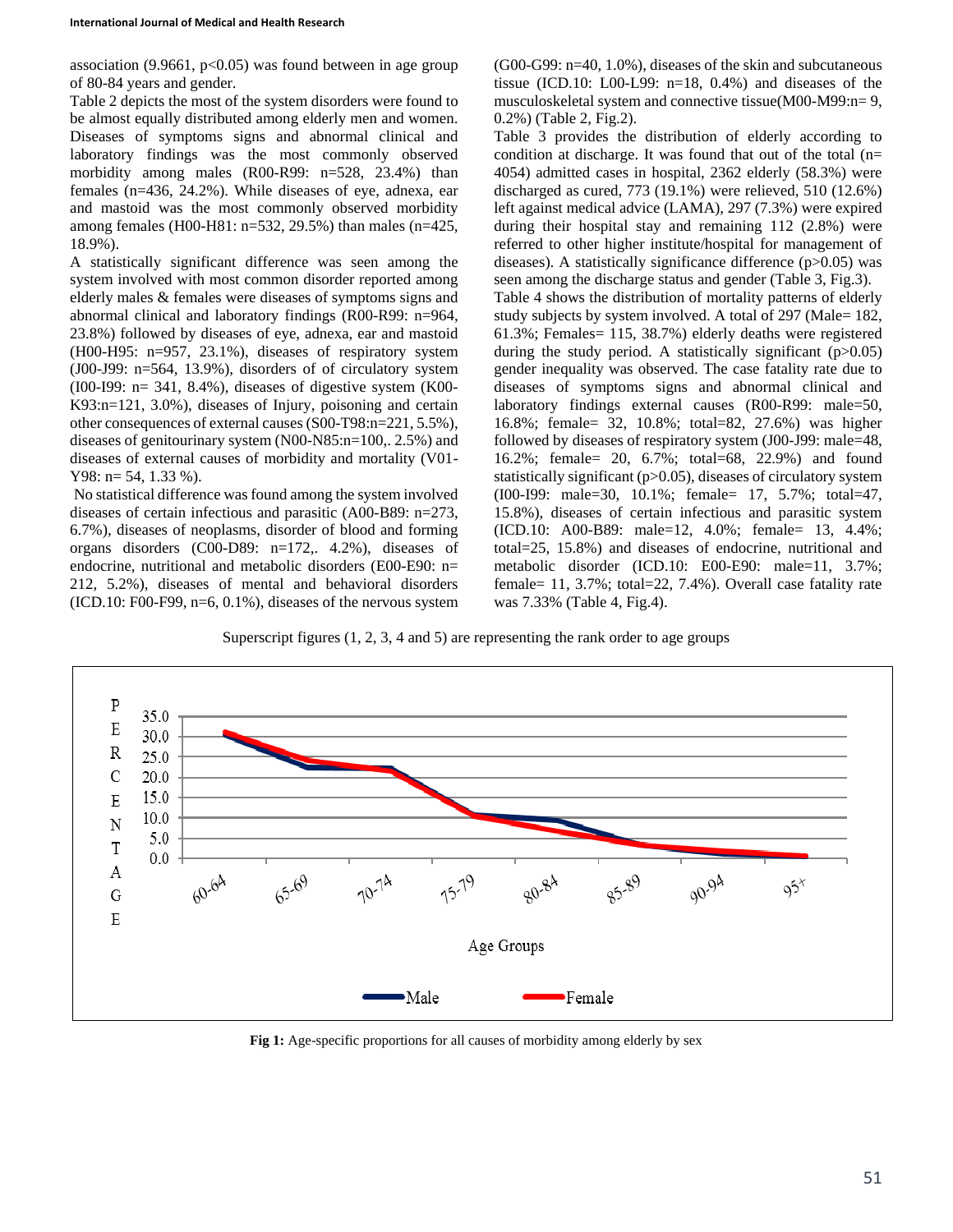association (9.9661, $p<0.05$) was found between in age group of 80-84 years and gender.

Table 2 depicts the most of the system disorders were found to be almost equally distributed among elderly men and women. Diseases of symptoms signs and abnormal clinical and laboratory findings was the most commonly observed morbidity among males (R00-R99: n=528, 23.4%) than females (n=436, 24.2%). While diseases of eye, adnexa, ear and mastoid was the most commonly observed morbidity among females (H00-H81: n=532, 29.5%) than males (n=425, 18.9%).

A statistically significant difference was seen among the system involved with most common disorder reported among elderly males & females were diseases of symptoms signs and abnormal clinical and laboratory findings (R00-R99: n=964, 23.8%) followed by diseases of eye, adnexa, ear and mastoid (H00-H95: n=957, 23.1%), diseases of respiratory system (J00-J99: n=564, 13.9%), disorders of of circulatory system (I00-I99: n= 341, 8.4%), diseases of digestive system (K00-K93:n=121, 3.0%), diseases of Injury, poisoning and certain other consequences of external causes (S00-T98:n=221, 5.5%), diseases of genitourinary system (N00-N85:n=100,. 2.5%) and diseases of external causes of morbidity and mortality (V01-Y98: n= 54, 1.33 %).

No statistical difference was found among the system involved diseases of certain infectious and parasitic (A00-B89: n=273, 6.7%), diseases of neoplasms, disorder of blood and forming organs disorders (C00-D89: n=172,. 4.2%), diseases of endocrine, nutritional and metabolic disorders (E00-E90: n= 212, 5.2%), diseases of mental and behavioral disorders (ICD.10: F00-F99, n=6, 0.1%), diseases of the nervous system (G00-G99: n=40, 1.0%), diseases of the skin and subcutaneous tissue (ICD.10: L00-L99: n=18, 0.4%) and diseases of the musculoskeletal system and connective tissue(M00-M99:n= 9, 0.2%) (Table 2, Fig.2).

Table 3 provides the distribution of elderly according to condition at discharge. It was found that out of the total (n= 4054) admitted cases in hospital, 2362 elderly (58.3%) were discharged as cured, 773 (19.1%) were relieved, 510 (12.6%) left against medical advice (LAMA), 297 (7.3%) were expired during their hospital stay and remaining 112 (2.8%) were referred to other higher institute/hospital for management of diseases). A statistically significance difference ($p>0.05$) was seen among the discharge status and gender (Table 3, Fig.3).

Table 4 shows the distribution of mortality patterns of elderly study subjects by system involved. A total of 297 (Male= 182, 61.3%; Females= 115, 38.7%) elderly deaths were registered during the study period. A statistically significant ($p>0.05$) gender inequality was observed. The case fatality rate due to diseases of symptoms signs and abnormal clinical and laboratory findings external causes (R00-R99: male=50, 16.8%; female= 32, 10.8%; total=82, 27.6%) was higher followed by diseases of respiratory system (J00-J99: male=48, 16.2%; female= 20, 6.7%; total=68, 22.9%) and found statistically significant ($p>0.05$), diseases of circulatory system (I00-I99: male=30, 10.1%; female= 17, 5.7%; total=47, 15.8%), diseases of certain infectious and parasitic system (ICD.10: A00-B89: male=12, 4.0%; female= 13, 4.4%; total=25, 15.8%) and diseases of endocrine, nutritional and metabolic disorder (ICD.10: E00-E90: male=11, 3.7%; female= 11, 3.7%; total=22, 7.4%). Overall case fatality rate was 7.33% (Table 4, Fig.4).

Superscript figures (1, 2, 3, 4 and 5) are representing the rank order to age groups

**Fig 1:** Age-specific proportions for all causes of morbidity among elderly by sex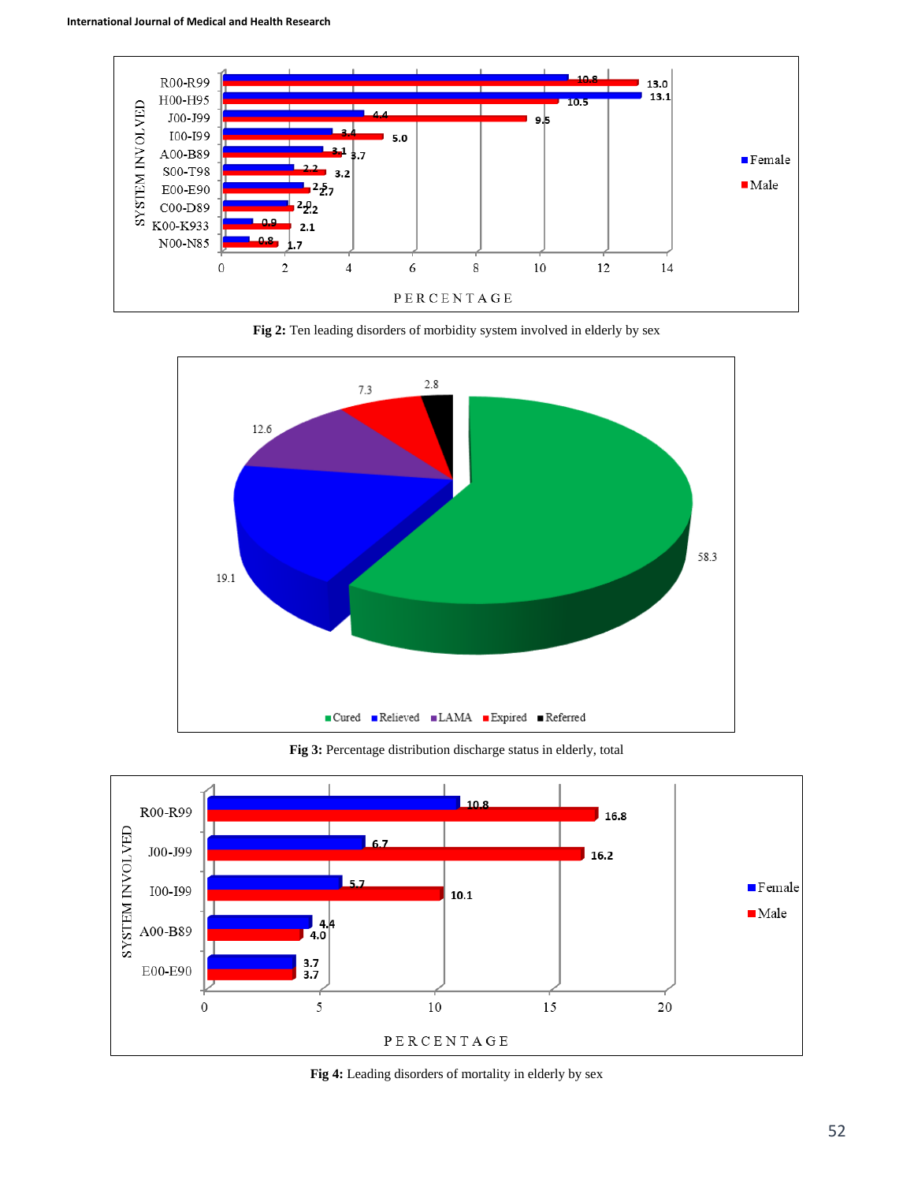**Fig 2:** Ten leading disorders of morbidity system involved in elderly by sex

**Fig 3:** Percentage distribution discharge status in elderly, total

**Fig 4:** Leading disorders of mortality in elderly by sex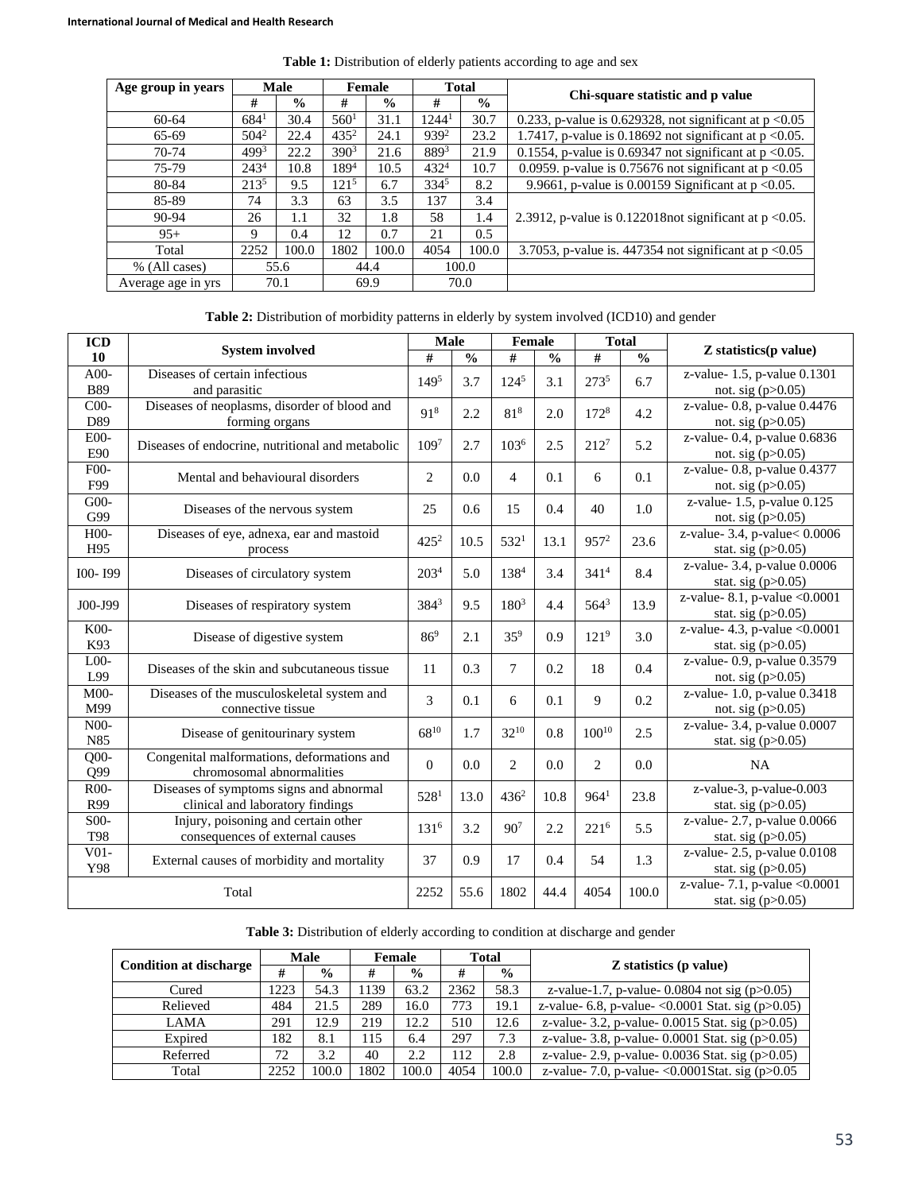**Table 1:** Distribution of elderly patients according to age and sex

| Age group in years | Male | | Female | | Total | | Chi-square statistic and p value |
|---|---|---|---|---|---|---|---|
| | # | % | # | % | # | % | |
| 60-64 | 684[1] | 30.4 | 560[1] | 31.1 | 1244[1] | 30.7 | 0.233, p-value is 0.629328, not significant at p <0.05 |
| 65-69 | 504[2] | 22.4 | 435[2] | 24.1 | 939[2] | 23.2 | 1.7417, p-value is 0.18692 not significant at p <0.05. |
| 70-74 | 499[3] | 22.2 | 390[3] | 21.6 | 889[3] | 21.9 | 0.1554, p-value is 0.69347 not significant at p <0.05. |
| 75-79 | 243[4] | 10.8 | 189[4] | 10.5 | 432[4] | 10.7 | 0.0959. p-value is 0.75676 not significant at p <0.05 |
| 80-84 | 213[5] | 9.5 | 121[5] | 6.7 | 334[5] | 8.2 | 9.9661, p-value is 0.00159 Significant at p <0.05. |
| 85-89 | 74 | 3.3 | 63 | 3.5 | 137 | 3.4 | 2.3912, p-value is 0.122018not significant at p <0.05. |
| 90-94 | 26 | 1.1 | 32 | 1.8 | 58 | 1.4 | |
| 95+ | 9 | 0.4 | 12 | 0.7 | 21 | 0.5 | |
| Total | 2252 | 100.0 | 1802 | 100.0 | 4054 | 100.0 | 3.7053, p-value is. 447354 not significant at p <0.05 |
| % (All cases) | 55.6 | | 44.4 | | 100.0 | | |
| Average age in yrs | 70.1 | | 69.9 | | 70.0 | | |

**Table 2:** Distribution of morbidity patterns in elderly by system involved (ICD10) and gender

| ICD 10 | System involved | Male | | Female | | Total | | Z statistics(p value) |
|---|---|---|---|---|---|---|---|---|
| | | # | % | # | % | # | % | |
| A00-B89 | Diseases of certain infectious and parasitic | 149[5] | 3.7 | 124[5] | 3.1 | 273[5] | 6.7 | z-value- 1.5, p-value 0.1301 not. sig (p>0.05) |
| C00-D89 | Diseases of neoplasms, disorder of blood and forming organs | 91[8] | 2.2 | 81[8] | 2.0 | 172[8] | 4.2 | z-value- 0.8, p-value 0.4476 not. sig (p>0.05) |
| E00-E90 | Diseases of endocrine, nutritional and metabolic | 109[7] | 2.7 | 103[6] | 2.5 | 212[7] | 5.2 | z-value- 0.4, p-value 0.6836 not. sig (p>0.05) |
| F00-F99 | Mental and behavioural disorders | 2 | 0.0 | 4 | 0.1 | 6 | 0.1 | z-value- 0.8, p-value 0.4377 not. sig (p>0.05) |
| G00-G99 | Diseases of the nervous system | 25 | 0.6 | 15 | 0.4 | 40 | 1.0 | z-value- 1.5, p-value 0.125 not. sig (p>0.05) |
| H00-H95 | Diseases of eye, adnexa, ear and mastoid process | 425[2] | 10.5 | 532[1] | 13.1 | 957[2] | 23.6 | z-value- 3.4, p-value< 0.0006 stat. sig (p>0.05) |
| I00- I99 | Diseases of circulatory system | 203[4] | 5.0 | 138[4] | 3.4 | 341[4] | 8.4 | z-value- 3.4, p-value 0.0006 stat. sig (p>0.05) |
| J00-J99 | Diseases of respiratory system | 384[3] | 9.5 | 180[3] | 4.4 | 564[3] | 13.9 | z-value- 8.1, p-value <0.0001 stat. sig (p>0.05) |
| K00-K93 | Disease of digestive system | 86[9] | 2.1 | 35[9] | 0.9 | 121[9] | 3.0 | z-value- 4.3, p-value <0.0001 stat. sig (p>0.05) |
| L00-L99 | Diseases of the skin and subcutaneous tissue | 11 | 0.3 | 7 | 0.2 | 18 | 0.4 | z-value- 0.9, p-value 0.3579 not. sig (p>0.05) |
| M00-M99 | Diseases of the musculoskeletal system and connective tissue | 3 | 0.1 | 6 | 0.1 | 9 | 0.2 | z-value- 1.0, p-value 0.3418 not. sig (p>0.05) |
| N00-N85 | Disease of genitourinary system | 68[10] | 1.7 | 32[10] | 0.8 | 100[10] | 2.5 | z-value- 3.4, p-value 0.0007 stat. sig (p>0.05) |
| Q00-Q99 | Congenital malformations, deformations and chromosomal abnormalities | 0 | 0.0 | 2 | 0.0 | 2 | 0.0 | NA |
| R00-R99 | Diseases of symptoms signs and abnormal clinical and laboratory findings | 528[1] | 13.0 | 436[2] | 10.8 | 964[1] | 23.8 | z-value-3, p-value-0.003 stat. sig (p>0.05) |
| S00-T98 | Injury, poisoning and certain other consequences of external causes | 131[6] | 3.2 | 90[7] | 2.2 | 221[6] | 5.5 | z-value- 2.7, p-value 0.0066 stat. sig (p>0.05) |
| V01-Y98 | External causes of morbidity and mortality | 37 | 0.9 | 17 | 0.4 | 54 | 1.3 | z-value- 2.5, p-value 0.0108 stat. sig (p>0.05) |
| Total | | 2252 | 55.6 | 1802 | 44.4 | 4054 | 100.0 | z-value- 7.1, p-value <0.0001 stat. sig (p>0.05) |

**Table 3:** Distribution of elderly according to condition at discharge and gender

| Condition at discharge | Male | | Female | | Total | | Z statistics (p value) |
|---|---|---|---|---|---|---|---|
| | # | % | # | % | # | % | |
| Cured | 1223 | 54.3 | 1139 | 63.2 | 2362 | 58.3 | z-value-1.7, p-value- 0.0804 not sig (p>0.05) |
| Relieved | 484 | 21.5 | 289 | 16.0 | 773 | 19.1 | z-value- 6.8, p-value- <0.0001 Stat. sig (p>0.05) |
| LAMA | 291 | 12.9 | 219 | 12.2 | 510 | 12.6 | z-value- 3.2, p-value- 0.0015 Stat. sig (p>0.05) |
| Expired | 182 | 8.1 | 115 | 6.4 | 297 | 7.3 | z-value- 3.8, p-value- 0.0001 Stat. sig (p>0.05) |
| Referred | 72 | 3.2 | 40 | 2.2 | 112 | 2.8 | z-value- 2.9, p-value- 0.0036 Stat. sig (p>0.05) |
| Total | 2252 | 100.0 | 1802 | 100.0 | 4054 | 100.0 | z-value- 7.0, p-value- <0.0001Stat. sig (p>0.05 |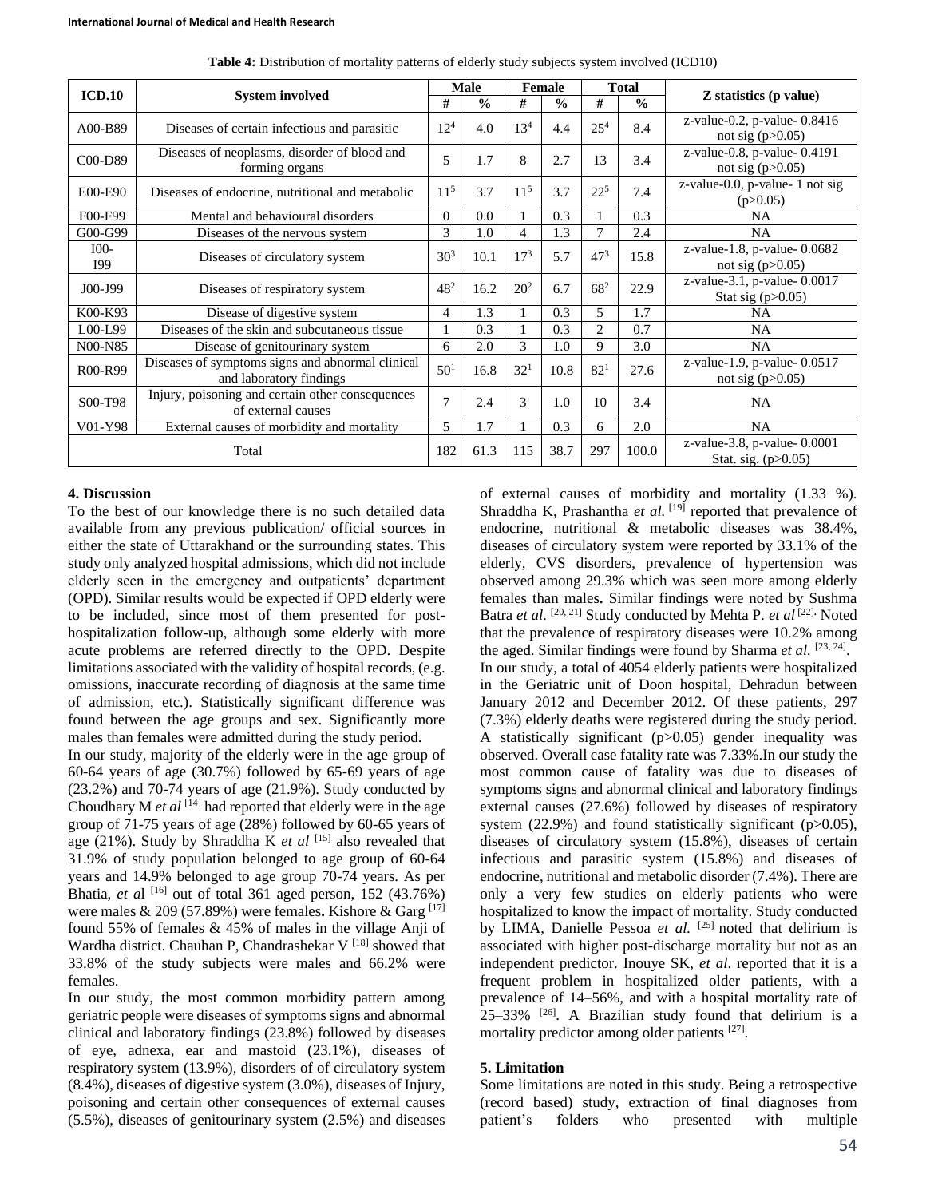**Table 4:** Distribution of mortality patterns of elderly study subjects system involved (ICD10)

| ICD.10 | System involved | Male | | Female | | Total | | Z statistics (p value) |
|---|---|---|---|---|---|---|---|---|
| | | # | % | # | % | # | % | |
| A00-B89 | Diseases of certain infectious and parasitic | 12[4] | 4.0 | 13[4] | 4.4 | 25[4] | 8.4 | z-value-0.2, p-value- 0.8416 not sig (p>0.05) |
| C00-D89 | Diseases of neoplasms, disorder of blood and forming organs | 5 | 1.7 | 8 | 2.7 | 13 | 3.4 | z-value-0.8, p-value- 0.4191 not sig (p>0.05) |
| E00-E90 | Diseases of endocrine, nutritional and metabolic | 11[5] | 3.7 | 11[5] | 3.7 | 22[5] | 7.4 | z-value-0.0, p-value- 1 not sig (p>0.05) |
| F00-F99 | Mental and behavioural disorders | 0 | 0.0 | 1 | 0.3 | 1 | 0.3 | NA |
| G00-G99 | Diseases of the nervous system | 3 | 1.0 | 4 | 1.3 | 7 | 2.4 | NA |
| I00-I99 | Diseases of circulatory system | 30[3] | 10.1 | 17[3] | 5.7 | 47[3] | 15.8 | z-value-1.8, p-value- 0.0682 not sig (p>0.05) |
| J00-J99 | Diseases of respiratory system | 48[2] | 16.2 | 20[2] | 6.7 | 68[2] | 22.9 | z-value-3.1, p-value- 0.0017 Stat sig (p>0.05) |
| K00-K93 | Disease of digestive system | 4 | 1.3 | 1 | 0.3 | 5 | 1.7 | NA |
| L00-L99 | Diseases of the skin and subcutaneous tissue | 1 | 0.3 | 1 | 0.3 | 2 | 0.7 | NA |
| N00-N85 | Disease of genitourinary system | 6 | 2.0 | 3 | 1.0 | 9 | 3.0 | NA |
| R00-R99 | Diseases of symptoms signs and abnormal clinical and laboratory findings | 50[1] | 16.8 | 32[1] | 10.8 | 82[1] | 27.6 | z-value-1.9, p-value- 0.0517 not sig (p>0.05) |
| S00-T98 | Injury, poisoning and certain other consequences of external causes | 7 | 2.4 | 3 | 1.0 | 10 | 3.4 | NA |
| V01-Y98 | External causes of morbidity and mortality | 5 | 1.7 | 1 | 0.3 | 6 | 2.0 | NA |
| Total | | 182 | 61.3 | 115 | 38.7 | 297 | 100.0 | z-value-3.8, p-value- 0.0001 Stat. sig. (p>0.05) |

## 4. Discussion

To the best of our knowledge there is no such detailed data available from any previous publication/ official sources in either the state of Uttarakhand or the surrounding states. This study only analyzed hospital admissions, which did not include elderly seen in the emergency and outpatients' department (OPD). Similar results would be expected if OPD elderly were to be included, since most of them presented for post-hospitalization follow-up, although some elderly with more acute problems are referred directly to the OPD. Despite limitations associated with the validity of hospital records, (e.g. omissions, inaccurate recording of diagnosis at the same time of admission, etc.). Statistically significant difference was found between the age groups and sex. Significantly more males than females were admitted during the study period.

In our study, majority of the elderly were in the age group of 60-64 years of age (30.7%) followed by 65-69 years of age (23.2%) and 70-74 years of age (21.9%). Study conducted by Choudhary M *et al* [14] had reported that elderly were in the age group of 71-75 years of age (28%) followed by 60-65 years of age (21%). Study by Shraddha K *et al* [15] also revealed that 31.9% of study population belonged to age group of 60-64 years and 14.9% belonged to age group 70-74 years. As per Bhatia, *et al* [16] out of total 361 aged person, 152 (43.76%) were males & 209 (57.89%) were females**.** Kishore & Garg [17] found 55% of females & 45% of males in the village Anji of Wardha district. Chauhan P, Chandrashekar V [18] showed that 33.8% of the study subjects were males and 66.2% were females.

In our study, the most common morbidity pattern among geriatric people were diseases of symptoms signs and abnormal clinical and laboratory findings (23.8%) followed by diseases of eye, adnexa, ear and mastoid (23.1%), diseases of respiratory system (13.9%), disorders of of circulatory system (8.4%), diseases of digestive system (3.0%), diseases of Injury, poisoning and certain other consequences of external causes (5.5%), diseases of genitourinary system (2.5%) and diseases of external causes of morbidity and mortality (1.33 %). Shraddha K, Prashantha *et al.* [19] reported that prevalence of endocrine, nutritional & metabolic diseases was 38.4%, diseases of circulatory system were reported by 33.1% of the elderly, CVS disorders, prevalence of hypertension was observed among 29.3% which was seen more among elderly females than males**.** Similar findings were noted by Sushma Batra *et al.* [20, 21] Study conducted by Mehta P. *et al* [22]. Noted that the prevalence of respiratory diseases were 10.2% among the aged. Similar findings were found by Sharma *et al.* [23, 24].

In our study, a total of 4054 elderly patients were hospitalized in the Geriatric unit of Doon hospital, Dehradun between January 2012 and December 2012. Of these patients, 297 (7.3%) elderly deaths were registered during the study period. A statistically significant (p>0.05) gender inequality was observed. Overall case fatality rate was 7.33%.In our study the most common cause of fatality was due to diseases of symptoms signs and abnormal clinical and laboratory findings external causes (27.6%) followed by diseases of respiratory system (22.9%) and found statistically significant (p>0.05), diseases of circulatory system (15.8%), diseases of certain infectious and parasitic system (15.8%) and diseases of endocrine, nutritional and metabolic disorder (7.4%). There are only a very few studies on elderly patients who were hospitalized to know the impact of mortality. Study conducted by LIMA, Danielle Pessoa *et al.* [25] noted that delirium is associated with higher post-discharge mortality but not as an independent predictor. Inouye SK, *et al*. reported that it is a frequent problem in hospitalized older patients, with a prevalence of 14–56%, and with a hospital mortality rate of 25–33% [26]. A Brazilian study found that delirium is a mortality predictor among older patients [27].

## 5. Limitation

Some limitations are noted in this study. Being a retrospective (record based) study, extraction of final diagnoses from patient's folders who presented with multiple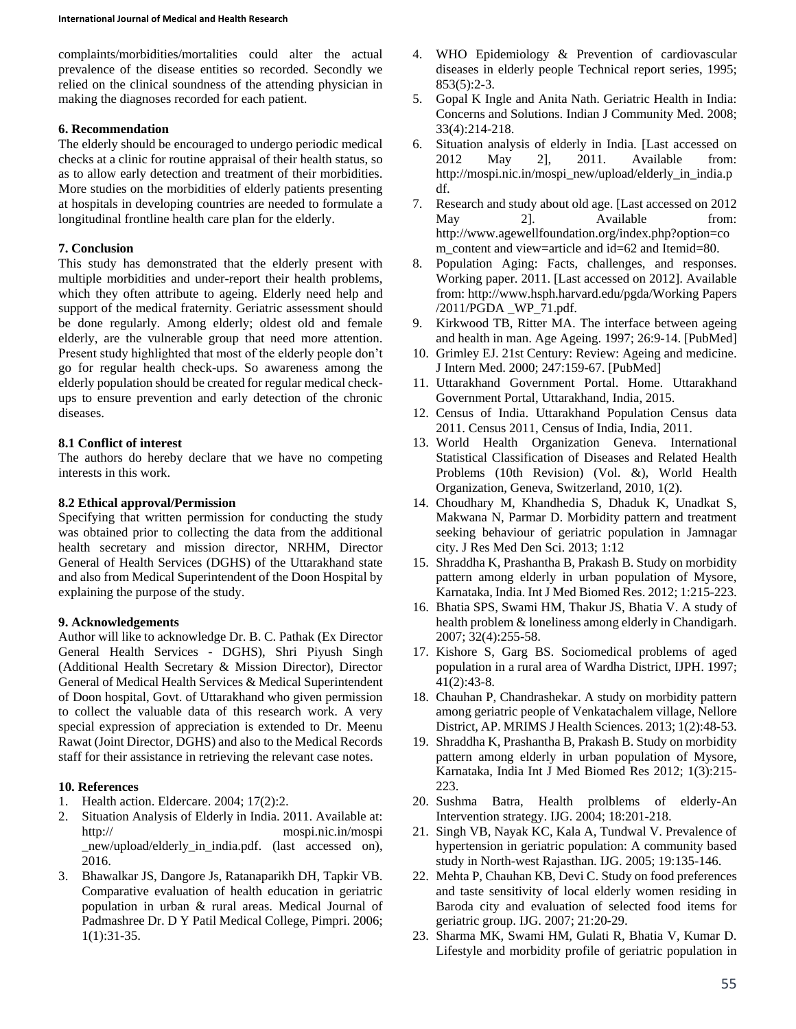complaints/morbidities/mortalities could alter the actual prevalence of the disease entities so recorded. Secondly we relied on the clinical soundness of the attending physician in making the diagnoses recorded for each patient.

**6. Recommendation**

The elderly should be encouraged to undergo periodic medical checks at a clinic for routine appraisal of their health status, so as to allow early detection and treatment of their morbidities. More studies on the morbidities of elderly patients presenting at hospitals in developing countries are needed to formulate a longitudinal frontline health care plan for the elderly.

**7. Conclusion**

This study has demonstrated that the elderly present with multiple morbidities and under-report their health problems, which they often attribute to ageing. Elderly need help and support of the medical fraternity. Geriatric assessment should be done regularly. Among elderly; oldest old and female elderly, are the vulnerable group that need more attention. Present study highlighted that most of the elderly people don't go for regular health check-ups. So awareness among the elderly population should be created for regular medical check-ups to ensure prevention and early detection of the chronic diseases.

**8.1 Conflict of interest**

The authors do hereby declare that we have no competing interests in this work.

**8.2 Ethical approval/Permission**

Specifying that written permission for conducting the study was obtained prior to collecting the data from the additional health secretary and mission director, NRHM, Director General of Health Services (DGHS) of the Uttarakhand state and also from Medical Superintendent of the Doon Hospital by explaining the purpose of the study.

**9. Acknowledgements**

Author will like to acknowledge Dr. B. C. Pathak (Ex Director General Health Services - DGHS), Shri Piyush Singh (Additional Health Secretary & Mission Director), Director General of Medical Health Services & Medical Superintendent of Doon hospital, Govt. of Uttarakhand who given permission to collect the valuable data of this research work. A very special expression of appreciation is extended to Dr. Meenu Rawat (Joint Director, DGHS) and also to the Medical Records staff for their assistance in retrieving the relevant case notes.

**10. References**

1. Health action. Eldercare. 2004; 17(2):2.
2. Situation Analysis of Elderly in India. 2011. Available at: http:// mospi.nic.in/mospi _new/upload/elderly_in_india.pdf. (last accessed on), 2016.
3. Bhawalkar JS, Dangore Js, Ratanaparikh DH, Tapkir VB. Comparative evaluation of health education in geriatric population in urban & rural areas. Medical Journal of Padmashree Dr. D Y Patil Medical College, Pimpri. 2006; 1(1):31-35.
4. WHO Epidemiology & Prevention of cardiovascular diseases in elderly people Technical report series, 1995; 853(5):2-3.
5. Gopal K Ingle and Anita Nath. Geriatric Health in India: Concerns and Solutions. Indian J Community Med. 2008; 33(4):214-218.
6. Situation analysis of elderly in India. [Last accessed from on 2012 May 2], 2011. Available from: http://mospi.nic.in/mospi_new/upload/elderly_in_india.pdf.
7. Research and study about old age. [Last accessed on 2012 May 2]. Available from: http://www.agewellfoundation.org/index.php?option=com_content and view=article and id=62 and Itemid=80.
8. Population Aging: Facts, challenges, and responses. Working paper. 2011. [Last accessed on 2012]. Available from: http://www.hsph.harvard.edu/pgda/Working Papers /2011/PGDA _WP_71.pdf.
9. Kirkwood TB, Ritter MA. The interface between ageing and health in man. Age Ageing. 1997; 26:9-14. [PubMed]
10. Grimley EJ. 21st Century: Review: Ageing and medicine. J Intern Med. 2000; 247:159-67. [PubMed]
11. Uttarakhand Government Portal. Home. Uttarakhand Government Portal, Uttarakhand, India, 2015.
12. Census of India. Uttarakhand Population Census data 2011. Census 2011, Census of India, India, 2011.
13. World Health Organization Geneva. International Statistical Classification of Diseases and Related Health Problems (10th Revision) (Vol. &), World Health Organization, Geneva, Switzerland, 2010, 1(2).
14. Choudhary M, Khandhedia S, Dhaduk K, Unadkat S, Makwana N, Parmar D. Morbidity pattern and treatment seeking behaviour of geriatric population in Jamnagar city. J Res Med Den Sci. 2013; 1:12
15. Shraddha K, Prashantha B, Prakash B. Study on morbidity pattern among elderly in urban population of Mysore, Karnataka, India. Int J Med Biomed Res. 2012; 1:215-223.
16. Bhatia SPS, Swami HM, Thakur JS, Bhatia V. A study of health problem & loneliness among elderly in Chandigarh. 2007; 32(4):255-58.
17. Kishore S, Garg BS. Sociomedical problems of aged population in a rural area of Wardha District, IJPH. 1997; 41(2):43-8.
18. Chauhan P, Chandrashekar. A study on morbidity pattern among geriatric people of Venkatachalem village, Nellore District, AP. MRIMS J Health Sciences. 2013; 1(2):48-53.
19. Shraddha K, Prashantha B, Prakash B. Study on morbidity pattern among elderly in urban population of Mysore, Karnataka, India Int J Med Biomed Res 2012; 1(3):215-223.
20. Sushma Batra, Health prolblems of elderly-An Intervention strategy. IJG. 2004; 18:201-218.
21. Singh VB, Nayak KC, Kala A, Tundwal V. Prevalence of hypertension in geriatric population: A community based study in North-west Rajasthan. IJG. 2005; 19:135-146.
22. Mehta P, Chauhan KB, Devi C. Study on food preferences and taste sensitivity of local elderly women residing in Baroda city and evaluation of selected food items for geriatric group. IJG. 2007; 21:20-29.
23. Sharma MK, Swami HM, Gulati R, Bhatia V, Kumar D. Lifestyle and morbidity profile of geriatric population in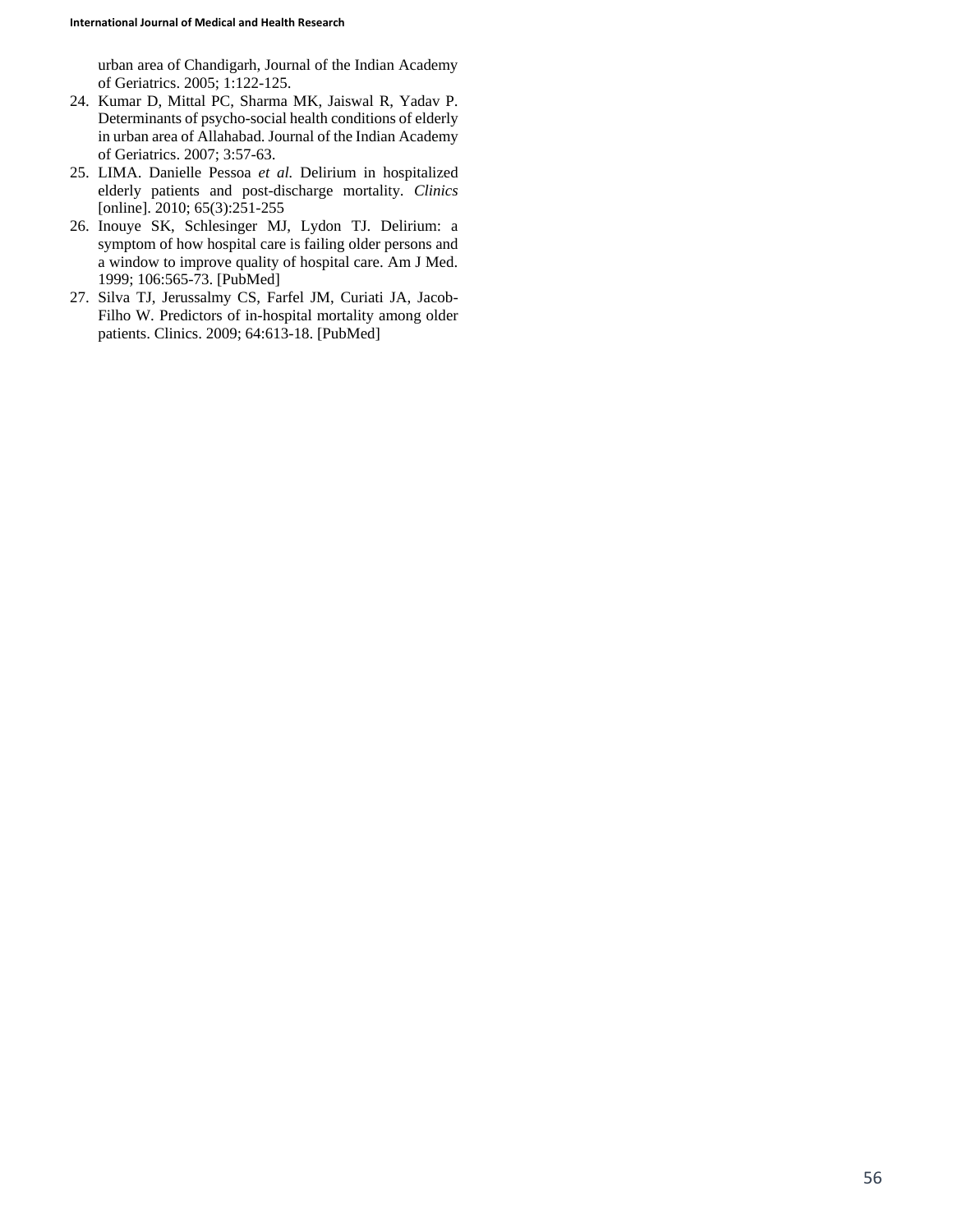urban area of Chandigarh, Journal of the Indian Academy of Geriatrics. 2005; 1:122-125.

24. Kumar D, Mittal PC, Sharma MK, Jaiswal R, Yadav P. Determinants of psycho-social health conditions of elderly in urban area of Allahabad. Journal of the Indian Academy of Geriatrics. 2007; 3:57-63.
25. LIMA. Danielle Pessoa *et al.* Delirium in hospitalized elderly patients and post-discharge mortality. *Clinics* [online]. 2010; 65(3):251-255
26. Inouye SK, Schlesinger MJ, Lydon TJ. Delirium: a symptom of how hospital care is failing older persons and a window to improve quality of hospital care. Am J Med. 1999; 106:565-73. [PubMed]
27. Silva TJ, Jerussalmy CS, Farfel JM, Curiati JA, Jacob-Filho W. Predictors of in-hospital mortality among older patients. Clinics. 2009; 64:613-18. [PubMed]